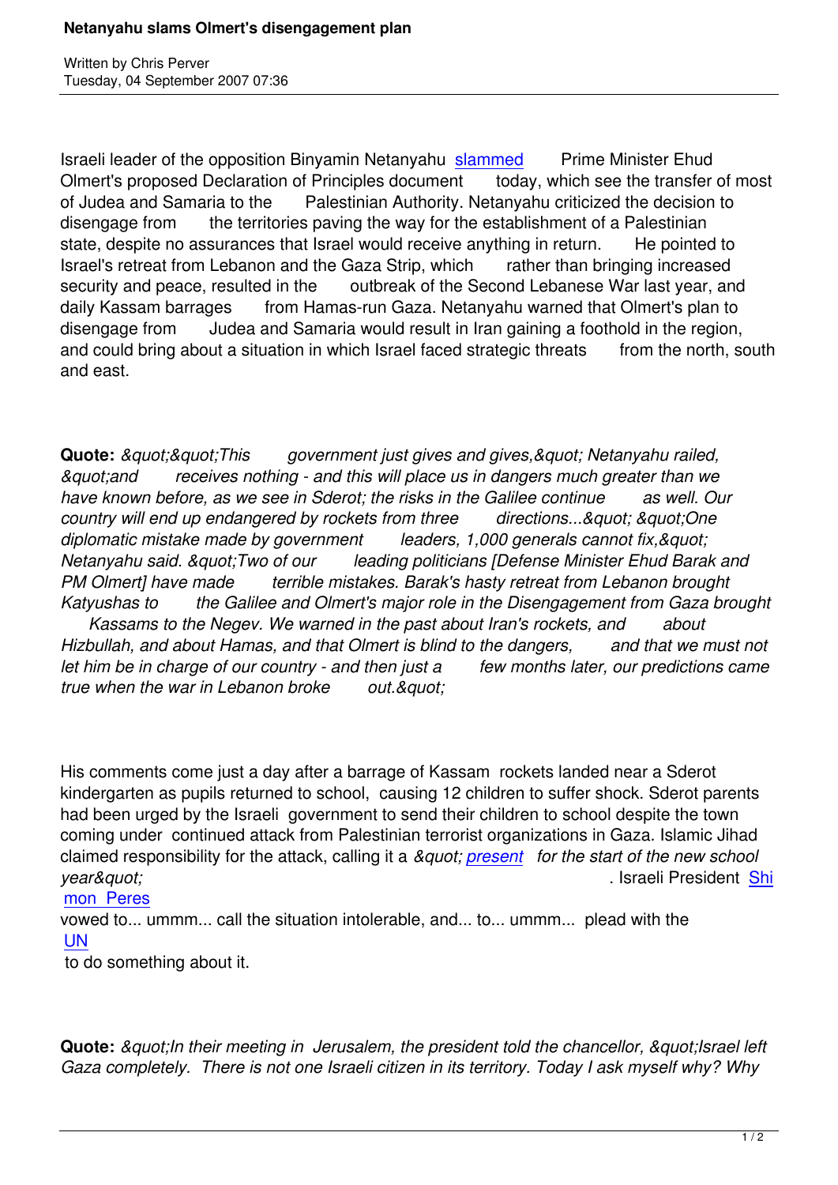# Netanyahu slams Olmert's disengagement plan

Written by Chris Perver
Tuesday, 04 September 2007 07:36

Israeli leader of the opposition Binyamin Netanyahu slammed Prime Minister Ehud Olmert's proposed Declaration of Principles document today, which see the transfer of most of Judea and Samaria to the Palestinian Authority. Netanyahu criticized the decision to disengage from the territories paving the way for the establishment of a Palestinian state, despite no assurances that Israel would receive anything in return. He pointed to Israel's retreat from Lebanon and the Gaza Strip, which rather than bringing increased security and peace, resulted in the outbreak of the Second Lebanese War last year, and daily Kassam barrages from Hamas-run Gaza. Netanyahu warned that Olmert's plan to disengage from Judea and Samaria would result in Iran gaining a foothold in the region, and could bring about a situation in which Israel faced strategic threats from the north, south and east.

**Quote:** *&quot;&quot;This government just gives and gives,&quot; Netanyahu railed, &quot;and receives nothing - and this will place us in dangers much greater than we have known before, as we see in Sderot; the risks in the Galilee continue as well. Our country will end up endangered by rockets from three directions...&quot; &quot;One diplomatic mistake made by government leaders, 1,000 generals cannot fix,&quot; Netanyahu said. &quot;Two of our leading politicians [Defense Minister Ehud Barak and PM Olmert] have made terrible mistakes. Barak's hasty retreat from Lebanon brought Katyushas to the Galilee and Olmert's major role in the Disengagement from Gaza brought Kassams to the Negev. We warned in the past about Iran's rockets, and about Hizbullah, and about Hamas, and that Olmert is blind to the dangers, and that we must not let him be in charge of our country - and then just a few months later, our predictions came true when the war in Lebanon broke out.&quot;*

His comments come just a day after a barrage of Kassam rockets landed near a Sderot kindergarten as pupils returned to school, causing 12 children to suffer shock. Sderot parents had been urged by the Israeli government to send their children to school despite the town coming under continued attack from Palestinian terrorist organizations in Gaza. Islamic Jihad claimed responsibility for the attack, calling it a *&quot;present for the start of the new school year&quot;*. Israeli President Shimon Peres vowed to... ummm... call the situation intolerable, and... to... ummm... plead with the UN to do something about it.

**Quote:** *&quot;In their meeting in Jerusalem, the president told the chancellor, &quot;Israel left Gaza completely. There is not one Israeli citizen in its territory. Today I ask myself why? Why*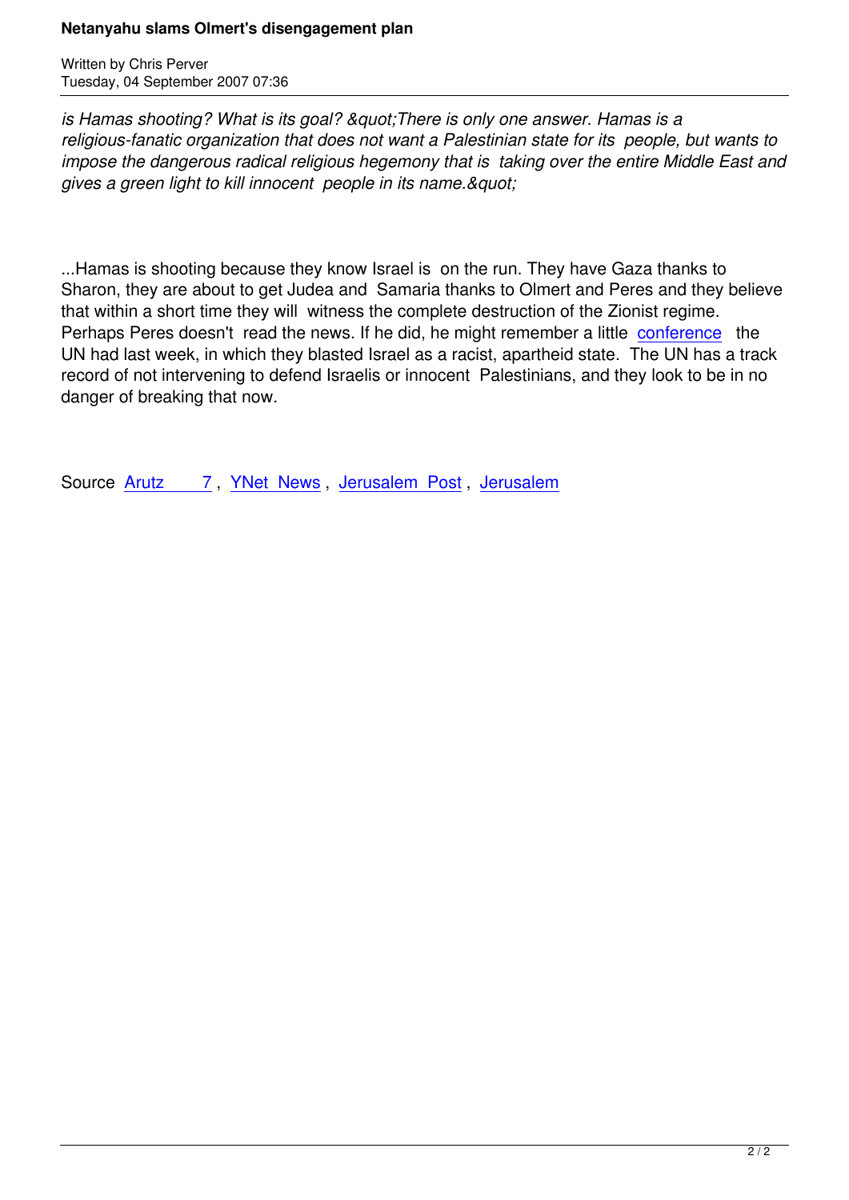*is Hamas shooting? What is its goal? &quot;There is only one answer. Hamas is a religious-fanatic organization that does not want a Palestinian state for its people, but wants to impose the dangerous radical religious hegemony that is taking over the entire Middle East and gives a green light to kill innocent people in its name.&quot;*

...Hamas is shooting because they know Israel is on the run. They have Gaza thanks to Sharon, they are about to get Judea and Samaria thanks to Olmert and Peres and they believe that within a short time they will witness the complete destruction of the Zionist regime. Perhaps Peres doesn't read the news. If he did, he might remember a little conference the UN had last week, in which they blasted Israel as a racist, apartheid state. The UN has a track record of not intervening to defend Israelis or innocent Palestinians, and they look to be in no danger of breaking that now.

Source Arutz 7 , YNet News , Jerusalem Post , Jerusalem